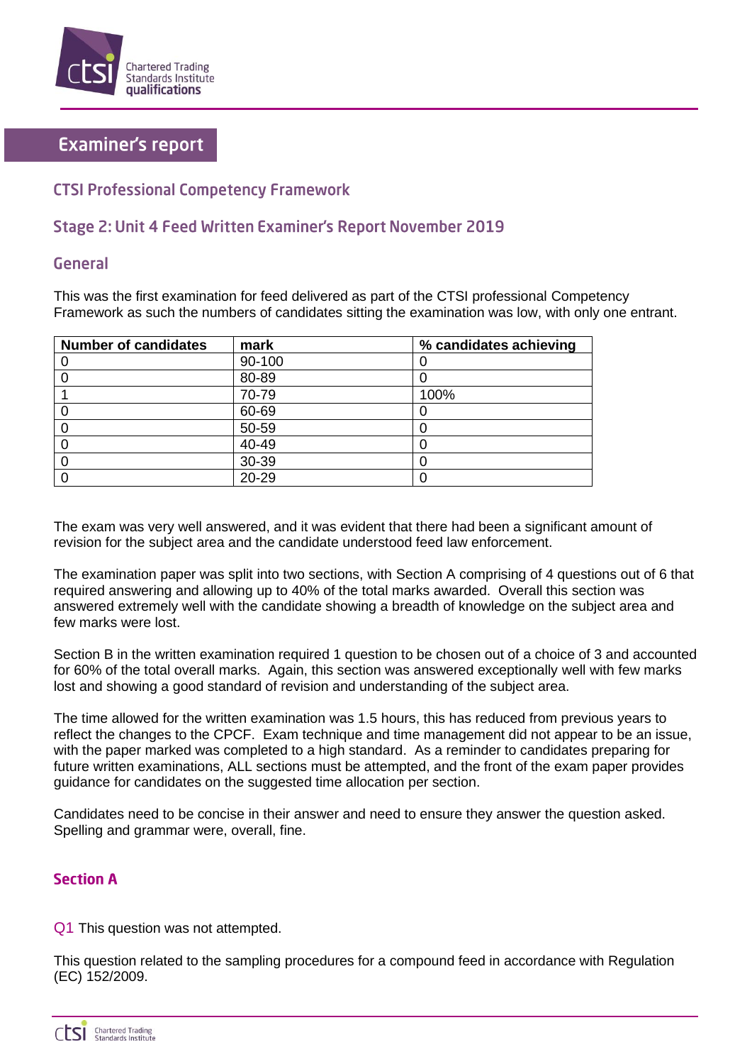# Examiner's report

## CTSI Professional Competency Framework

## Stage 2: Unit 4 Feed Written Examiner's Report November 2019

### General

This was the first examination for feed delivered as part of the CTSI professional Competency Framework as such the numbers of candidates sitting the examination was low, with only one entrant.

| Number of candidates | mark | % candidates achieving |
|---|---|---|
| 0 | 90-100 | 0 |
| 0 | 80-89 | 0 |
| 1 | 70-79 | 100% |
| 0 | 60-69 | 0 |
| 0 | 50-59 | 0 |
| 0 | 40-49 | 0 |
| 0 | 30-39 | 0 |
| 0 | 20-29 | 0 |

The exam was very well answered, and it was evident that there had been a significant amount of revision for the subject area and the candidate understood feed law enforcement.

The examination paper was split into two sections, with Section A comprising of 4 questions out of 6 that required answering and allowing up to 40% of the total marks awarded. Overall this section was answered extremely well with the candidate showing a breadth of knowledge on the subject area and few marks were lost.

Section B in the written examination required 1 question to be chosen out of a choice of 3 and accounted for 60% of the total overall marks. Again, this section was answered exceptionally well with few marks lost and showing a good standard of revision and understanding of the subject area.

The time allowed for the written examination was 1.5 hours, this has reduced from previous years to reflect the changes to the CPCF. Exam technique and time management did not appear to be an issue, with the paper marked was completed to a high standard. As a reminder to candidates preparing for future written examinations, ALL sections must be attempted, and the front of the exam paper provides guidance for candidates on the suggested time allocation per section.

Candidates need to be concise in their answer and need to ensure they answer the question asked. Spelling and grammar were, overall, fine.

### Section A

Q1 This question was not attempted.

This question related to the sampling procedures for a compound feed in accordance with Regulation (EC) 152/2009.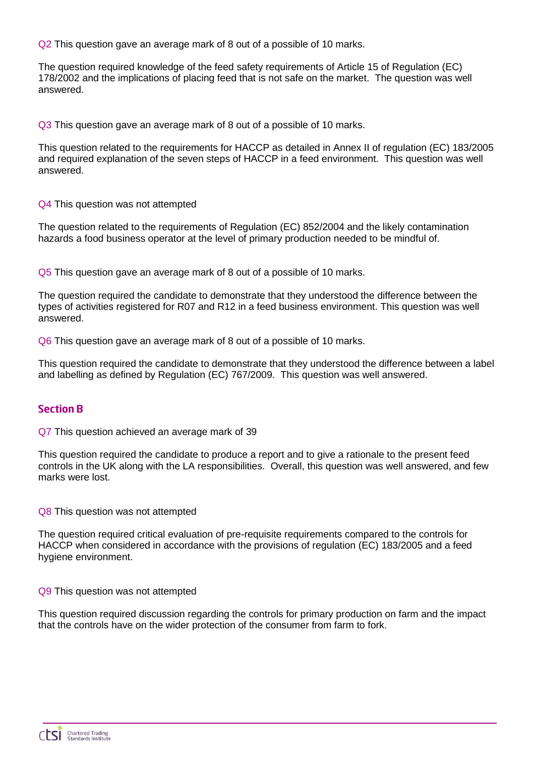Q2 This question gave an average mark of 8 out of a possible of 10 marks.

The question required knowledge of the feed safety requirements of Article 15 of Regulation (EC) 178/2002 and the implications of placing feed that is not safe on the market. The question was well answered.

Q3 This question gave an average mark of 8 out of a possible of 10 marks.

This question related to the requirements for HACCP as detailed in Annex II of regulation (EC) 183/2005 and required explanation of the seven steps of HACCP in a feed environment. This question was well answered.

Q4 This question was not attempted

The question related to the requirements of Regulation (EC) 852/2004 and the likely contamination hazards a food business operator at the level of primary production needed to be mindful of.

Q5 This question gave an average mark of 8 out of a possible of 10 marks.

The question required the candidate to demonstrate that they understood the difference between the types of activities registered for R07 and R12 in a feed business environment. This question was well answered.

Q6 This question gave an average mark of 8 out of a possible of 10 marks.

This question required the candidate to demonstrate that they understood the difference between a label and labelling as defined by Regulation (EC) 767/2009. This question was well answered.

## Section B

Q7 This question achieved an average mark of 39

This question required the candidate to produce a report and to give a rationale to the present feed controls in the UK along with the LA responsibilities. Overall, this question was well answered, and few marks were lost.

Q8 This question was not attempted

The question required critical evaluation of pre-requisite requirements compared to the controls for HACCP when considered in accordance with the provisions of regulation (EC) 183/2005 and a feed hygiene environment.

Q9 This question was not attempted

This question required discussion regarding the controls for primary production on farm and the impact that the controls have on the wider protection of the consumer from farm to fork.